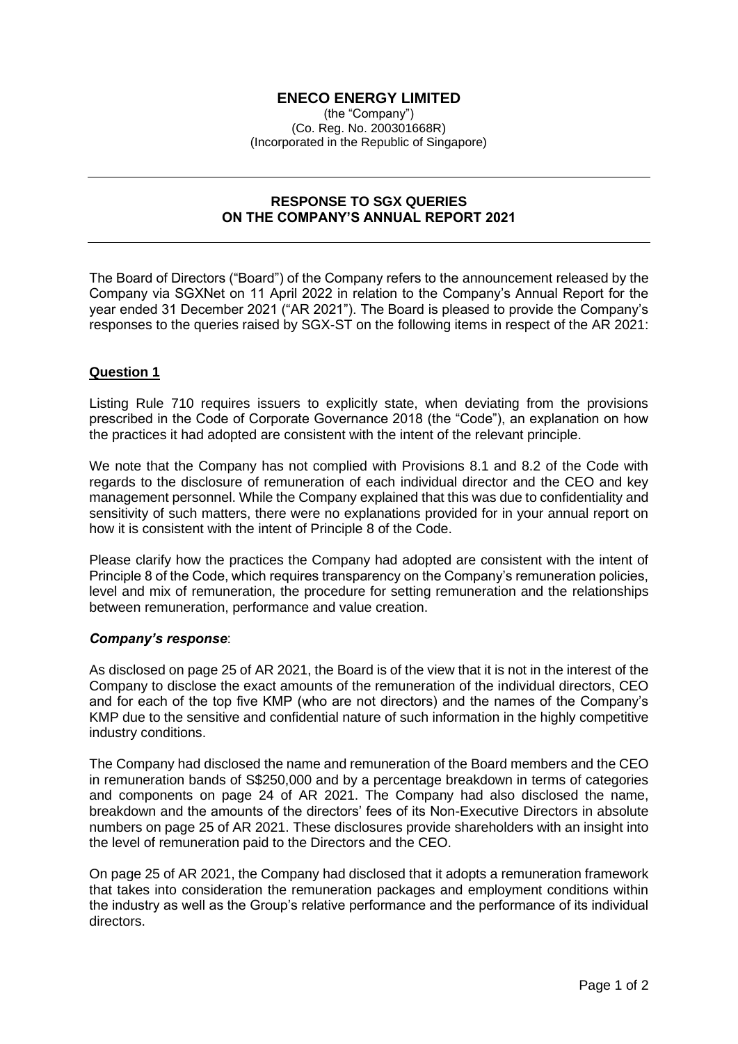# ENECO ENERGY LIMITED

(the "Company")
(Co. Reg. No. 200301668R)
(Incorporated in the Republic of Singapore)

---

## RESPONSE TO SGX QUERIES ON THE COMPANY'S ANNUAL REPORT 2021

---

The Board of Directors ("Board") of the Company refers to the announcement released by the Company via SGXNet on 11 April 2022 in relation to the Company's Annual Report for the year ended 31 December 2021 ("AR 2021"). The Board is pleased to provide the Company's responses to the queries raised by SGX-ST on the following items in respect of the AR 2021:

### Question 1

Listing Rule 710 requires issuers to explicitly state, when deviating from the provisions prescribed in the Code of Corporate Governance 2018 (the "Code"), an explanation on how the practices it had adopted are consistent with the intent of the relevant principle.

We note that the Company has not complied with Provisions 8.1 and 8.2 of the Code with regards to the disclosure of remuneration of each individual director and the CEO and key management personnel. While the Company explained that this was due to confidentiality and sensitivity of such matters, there were no explanations provided for in your annual report on how it is consistent with the intent of Principle 8 of the Code.

Please clarify how the practices the Company had adopted are consistent with the intent of Principle 8 of the Code, which requires transparency on the Company's remuneration policies, level and mix of remuneration, the procedure for setting remuneration and the relationships between remuneration, performance and value creation.

***Company's response***:

As disclosed on page 25 of AR 2021, the Board is of the view that it is not in the interest of the Company to disclose the exact amounts of the remuneration of the individual directors, CEO and for each of the top five KMP (who are not directors) and the names of the Company's KMP due to the sensitive and confidential nature of such information in the highly competitive industry conditions.

The Company had disclosed the name and remuneration of the Board members and the CEO in remuneration bands of S$250,000 and by a percentage breakdown in terms of categories and components on page 24 of AR 2021. The Company had also disclosed the name, breakdown and the amounts of the directors' fees of its Non-Executive Directors in absolute numbers on page 25 of AR 2021. These disclosures provide shareholders with an insight into the level of remuneration paid to the Directors and the CEO.

On page 25 of AR 2021, the Company had disclosed that it adopts a remuneration framework that takes into consideration the remuneration packages and employment conditions within the industry as well as the Group's relative performance and the performance of its individual directors.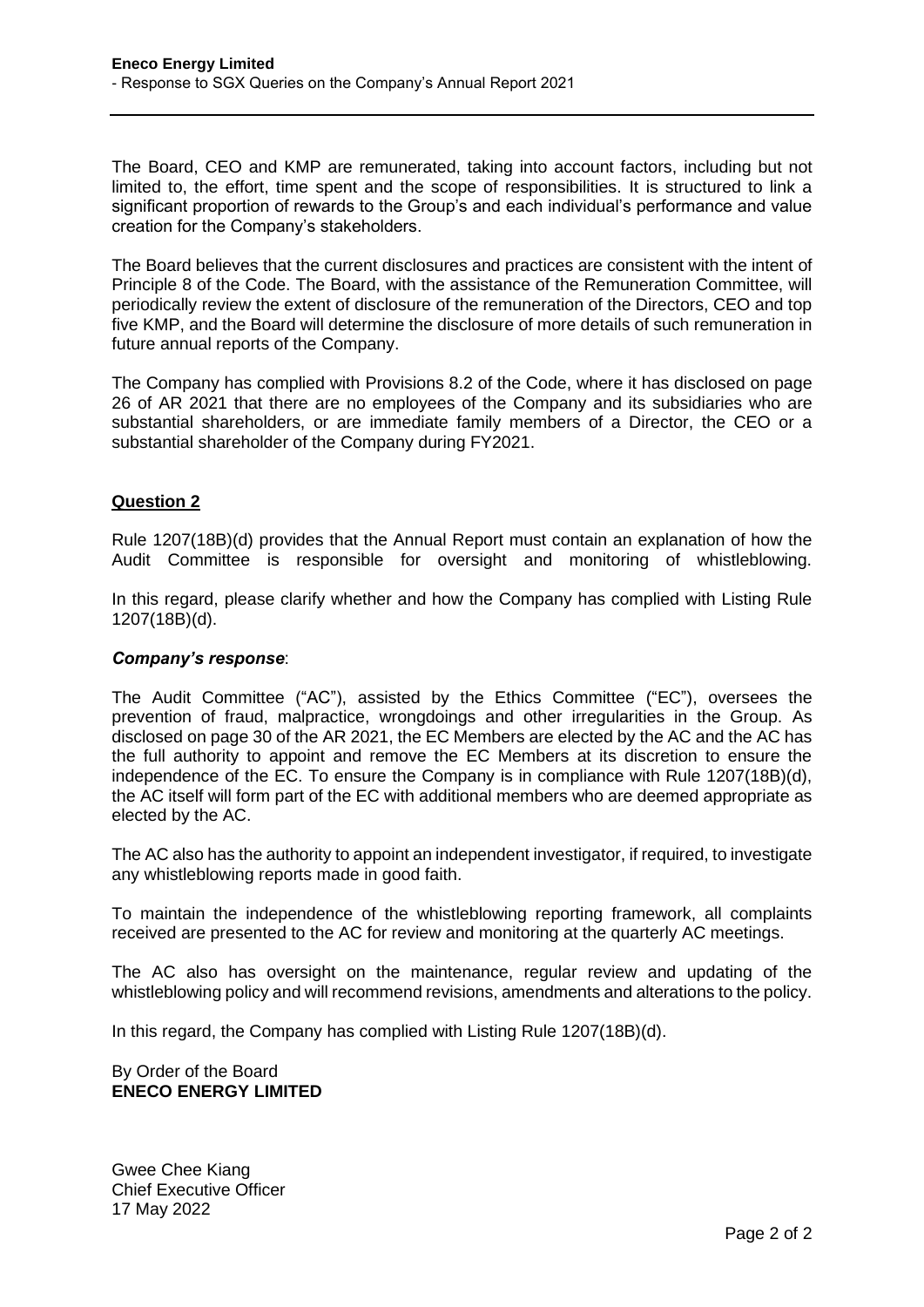The Board, CEO and KMP are remunerated, taking into account factors, including but not limited to, the effort, time spent and the scope of responsibilities. It is structured to link a significant proportion of rewards to the Group's and each individual's performance and value creation for the Company's stakeholders.

The Board believes that the current disclosures and practices are consistent with the intent of Principle 8 of the Code. The Board, with the assistance of the Remuneration Committee, will periodically review the extent of disclosure of the remuneration of the Directors, CEO and top five KMP, and the Board will determine the disclosure of more details of such remuneration in future annual reports of the Company.

The Company has complied with Provisions 8.2 of the Code, where it has disclosed on page 26 of AR 2021 that there are no employees of the Company and its subsidiaries who are substantial shareholders, or are immediate family members of a Director, the CEO or a substantial shareholder of the Company during FY2021.

## **Question 2**

Rule 1207(18B)(d) provides that the Annual Report must contain an explanation of how the Audit Committee is responsible for oversight and monitoring of whistleblowing.

In this regard, please clarify whether and how the Company has complied with Listing Rule 1207(18B)(d).

***Company's response***:

The Audit Committee ("AC"), assisted by the Ethics Committee ("EC"), oversees the prevention of fraud, malpractice, wrongdoings and other irregularities in the Group. As disclosed on page 30 of the AR 2021, the EC Members are elected by the AC and the AC has the full authority to appoint and remove the EC Members at its discretion to ensure the independence of the EC. To ensure the Company is in compliance with Rule 1207(18B)(d), the AC itself will form part of the EC with additional members who are deemed appropriate as elected by the AC.

The AC also has the authority to appoint an independent investigator, if required, to investigate any whistleblowing reports made in good faith.

To maintain the independence of the whistleblowing reporting framework, all complaints received are presented to the AC for review and monitoring at the quarterly AC meetings.

The AC also has oversight on the maintenance, regular review and updating of the whistleblowing policy and will recommend revisions, amendments and alterations to the policy.

In this regard, the Company has complied with Listing Rule 1207(18B)(d).

By Order of the Board
**ENECO ENERGY LIMITED**

Gwee Chee Kiang
Chief Executive Officer
17 May 2022